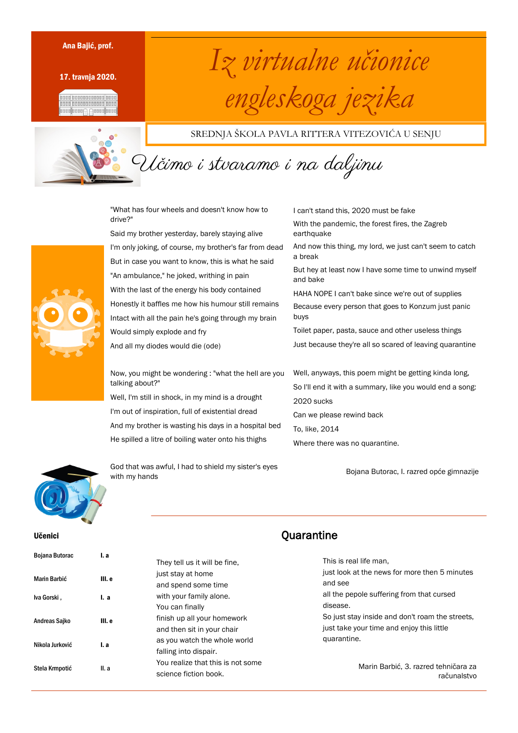Ana Bajić, prof.

17. travnja 2020.

# Iz virtualne učionice engleskoga jezika

SREDNJA ŠKOLA PAVLA RITTERA VITEZOVIĆA U SENJU

## Učimo i stvaramo i na daljinu

"What has four wheels and doesn't know how to drive?"

Said my brother yesterday, barely staying alive

I'm only joking, of course, my brother's far from dead

But in case you want to know, this is what he said

"An ambulance," he joked, writhing in pain

With the last of the energy his body contained

Honestly it baffles me how his humour still remains

Intact with all the pain he's going through my brain

Would simply explode and fry

And all my diodes would die (ode)

Now, you might be wondering : "what the hell are you talking about?"

Well, I'm still in shock, in my mind is a drought

I'm out of inspiration, full of existential dread

And my brother is wasting his days in a hospital bed

He spilled a litre of boiling water onto his thighs

God that was awful, I had to shield my sister's eyes with my hands

I can't stand this, 2020 must be fake

With the pandemic, the forest fires, the Zagreb earthquake

And now this thing, my lord, we just can't seem to catch a break

But hey at least now I have some time to unwind myself and bake

HAHA NOPE I can't bake since we're out of supplies

Because every person that goes to Konzum just panic buys

Toilet paper, pasta, sauce and other useless things

Just because they're all so scared of leaving quarantine

Well, anyways, this poem might be getting kinda long,

So I'll end it with a summary, like you would end a song:

2020 sucks

Can we please rewind back

To, like, 2014

Where there was no quarantine.

Bojana Butorac, I. razred opće gimnazije

### Učenici

| | |
|---|---|
| Bojana Butorac | I. a |
| Marin Barbić | III. e |
| Iva Gorski , | I. a |
| Andreas Sajko | III. e |
| Nikola Jurković | I. a |
| Stela Krmpotić | II. a |

## Quarantine

They tell us it will be fine,
just stay at home
and spend some time
with your family alone.
You can finally
finish up all your homework
and then sit in your chair
as you watch the whole world
falling into dispair.
You realize that this is not some
science fiction book.

This is real life man,
just look at the news for more then 5 minutes and see
all the pepole suffering from that cursed disease.
So just stay inside and don't roam the streets,
just take your time and enjoy this little quarantine.

Marin Barbić, 3. razred tehničara za računalstvo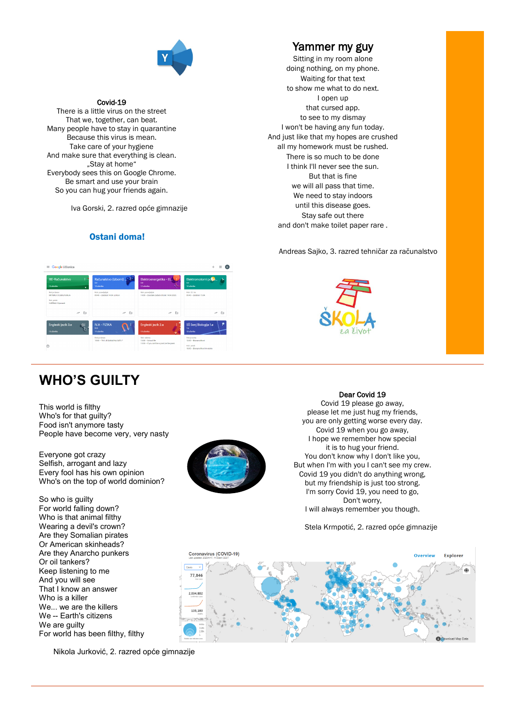### Covid-19

There is a little virus on the street
That we, together, can beat.
Many people have to stay in quarantine
Because this virus is mean.
Take care of your hygiene
And make sure that everything is clean.
„Stay at home“
Everybody sees this on Google Chrome.
Be smart and use your brain
So you can hug your friends again.

Iva Gorski, 2. razred opće gimnazije

**Ostani doma!**

## Yammer my guy

Sitting in my room alone
doing nothing, on my phone.
Waiting for that text
to show me what to do next.
I open up
that cursed app.
to see to my dismay
I won't be having any fun today.
And just like that my hopes are crushed
all my homework must be rushed.
There is so much to be done
I think I'll never see the sun.
But that is fine
we will all pass that time.
We need to stay indoors
until this disease goes.
Stay safe out there
and don't make toilet paper rare .

Andreas Sajko, 3. razred tehničar za računalstvo

# WHO'S GUILTY

This world is filthy
Who's for that guilty?
Food isn't anymore tasty
People have become very, very nasty

Everyone got crazy
Selfish, arrogant and lazy
Every fool has his own opinion
Who's on the top of world dominion?

So who is guilty
For world falling down?
Who is that animal filthy
Wearing a devil's crown?
Are they Somalian pirates
Or American skinheads?
Are they Anarcho punkers
Or oil tankers?
Keep listening to me
And you will see
That I know an answer
Who is a killer
We... we are the killers
We -- Earth's citizens
We are guilty
For world has been filthy, filthy

Nikola Jurković, 2. razred opće gimnazije

### Dear Covid 19

Covid 19 please go away,
please let me just hug my friends,
you are only getting worse every day.
Covid 19 when you go away,
I hope we remember how special
it is to hug your friend.
You don't know why I don't like you,
But when I'm with you I can't see my crew.
Covid 19 you didn't do anything wrong,
but my friendship is just too strong.
I'm sorry Covid 19, you need to go,
Don't worry,
I will always remember you though.

Stela Krmpotić, 2. razred opće gimnazije